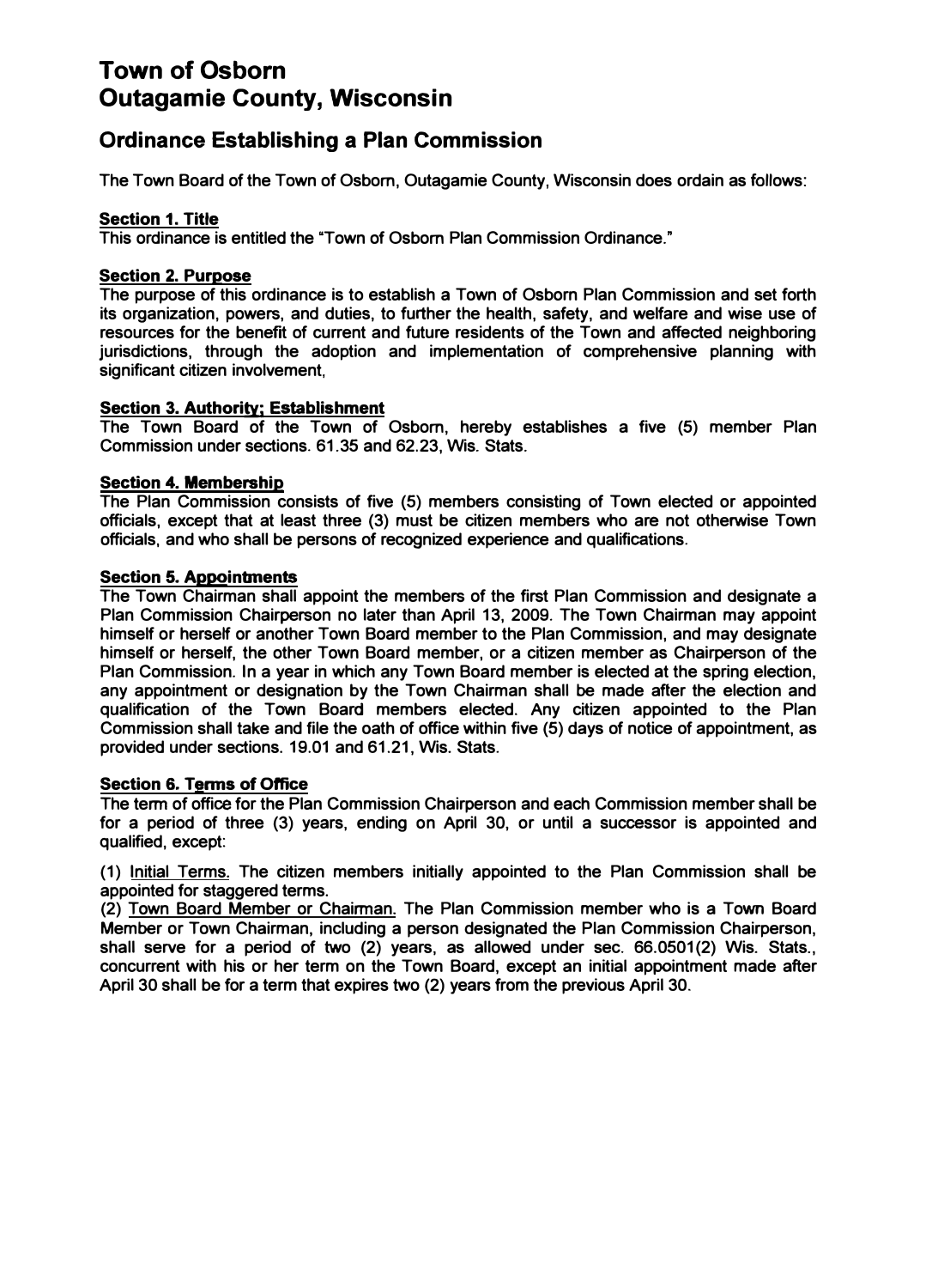# Town of Osborn
# Outagamie County, Wisconsin

## Ordinance Establishing a Plan Commission

The Town Board of the Town of Osborn, Outagamie County, Wisconsin does ordain as follows:

**Section 1. Title**
This ordinance is entitled the "Town of Osborn Plan Commission Ordinance."

**Section 2. Purpose**
The purpose of this ordinance is to establish a Town of Osborn Plan Commission and set forth its organization, powers, and duties, to further the health, safety, and welfare and wise use of resources for the benefit of current and future residents of the Town and affected neighboring jurisdictions, through the adoption and implementation of comprehensive planning with significant citizen involvement,

**Section 3. Authority; Establishment**
The Town Board of the Town of Osborn, hereby establishes a five (5) member Plan Commission under sections. 61.35 and 62.23, Wis. Stats.

**Section 4. Membership**
The Plan Commission consists of five (5) members consisting of Town elected or appointed officials, except that at least three (3) must be citizen members who are not otherwise Town officials, and who shall be persons of recognized experience and qualifications.

**Section 5. Appointments**
The Town Chairman shall appoint the members of the first Plan Commission and designate a Plan Commission Chairperson no later than April 13, 2009. The Town Chairman may appoint himself or herself or another Town Board member to the Plan Commission, and may designate himself or herself, the other Town Board member, or a citizen member as Chairperson of the Plan Commission. In a year in which any Town Board member is elected at the spring election, any appointment or designation by the Town Chairman shall be made after the election and qualification of the Town Board members elected. Any citizen appointed to the Plan Commission shall take and file the oath of office within five (5) days of notice of appointment, as provided under sections. 19.01 and 61.21, Wis. Stats.

**Section 6. Terms of Office**
The term of office for the Plan Commission Chairperson and each Commission member shall be for a period of three (3) years, ending on April 30, or until a successor is appointed and qualified, except:

(1) Initial Terms. The citizen members initially appointed to the Plan Commission shall be appointed for staggered terms.
(2) Town Board Member or Chairman. The Plan Commission member who is a Town Board Member or Town Chairman, including a person designated the Plan Commission Chairperson, shall serve for a period of two (2) years, as allowed under sec. 66.0501(2) Wis. Stats., concurrent with his or her term on the Town Board, except an initial appointment made after April 30 shall be for a term that expires two (2) years from the previous April 30.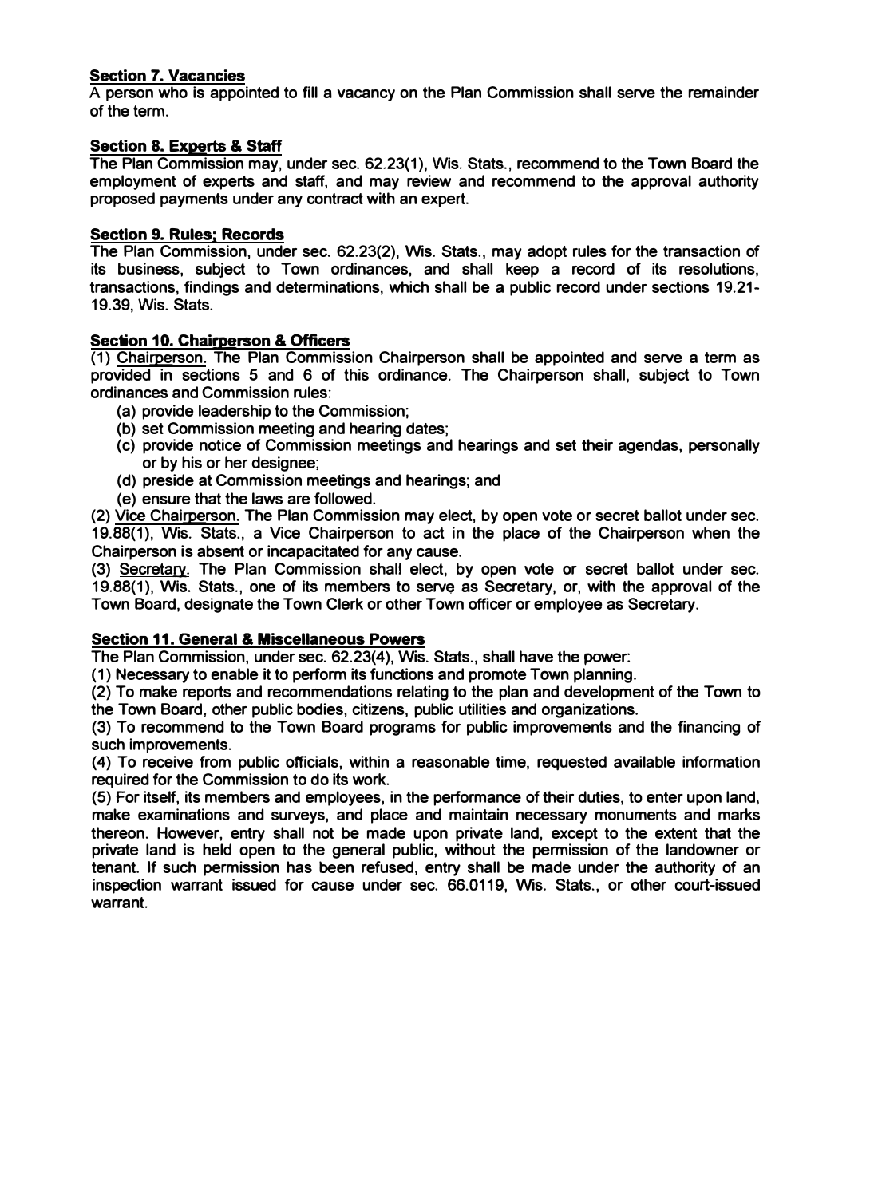**Section 7. Vacancies**

A person who is appointed to fill a vacancy on the Plan Commission shall serve the remainder of the term.

**Section 8. Experts & Staff**

The Plan Commission may, under sec. 62.23(1), Wis. Stats., recommend to the Town Board the employment of experts and staff, and may review and recommend to the approval authority proposed payments under any contract with an expert.

**Section 9. Rules; Records**

The Plan Commission, under sec. 62.23(2), Wis. Stats., may adopt rules for the transaction of its business, subject to Town ordinances, and shall keep a record of its resolutions, transactions, findings and determinations, which shall be a public record under sections 19.21-19.39, Wis. Stats.

**Section 10. Chairperson & Officers**

(1) Chairperson. The Plan Commission Chairperson shall be appointed and serve a term as provided in sections 5 and 6 of this ordinance. The Chairperson shall, subject to Town ordinances and Commission rules:

- (a) provide leadership to the Commission;
- (b) set Commission meeting and hearing dates;
- (c) provide notice of Commission meetings and hearings and set their agendas, personally or by his or her designee;
- (d) preside at Commission meetings and hearings; and
- (e) ensure that the laws are followed.

(2) Vice Chairperson. The Plan Commission may elect, by open vote or secret ballot under sec. 19.88(1), Wis. Stats., a Vice Chairperson to act in the place of the Chairperson when the Chairperson is absent or incapacitated for any cause.

(3) Secretary. The Plan Commission shall elect, by open vote or secret ballot under sec. 19.88(1), Wis. Stats., one of its members to serve as Secretary, or, with the approval of the Town Board, designate the Town Clerk or other Town officer or employee as Secretary.

**Section 11. General & Miscellaneous Powers**

The Plan Commission, under sec. 62.23(4), Wis. Stats., shall have the power:

(1) Necessary to enable it to perform its functions and promote Town planning.

(2) To make reports and recommendations relating to the plan and development of the Town to the Town Board, other public bodies, citizens, public utilities and organizations.

(3) To recommend to the Town Board programs for public improvements and the financing of such improvements.

(4) To receive from public officials, within a reasonable time, requested available information required for the Commission to do its work.

(5) For itself, its members and employees, in the performance of their duties, to enter upon land, make examinations and surveys, and place and maintain necessary monuments and marks thereon. However, entry shall not be made upon private land, except to the extent that the private land is held open to the general public, without the permission of the landowner or tenant. If such permission has been refused, entry shall be made under the authority of an inspection warrant issued for cause under sec. 66.0119, Wis. Stats., or other court-issued warrant.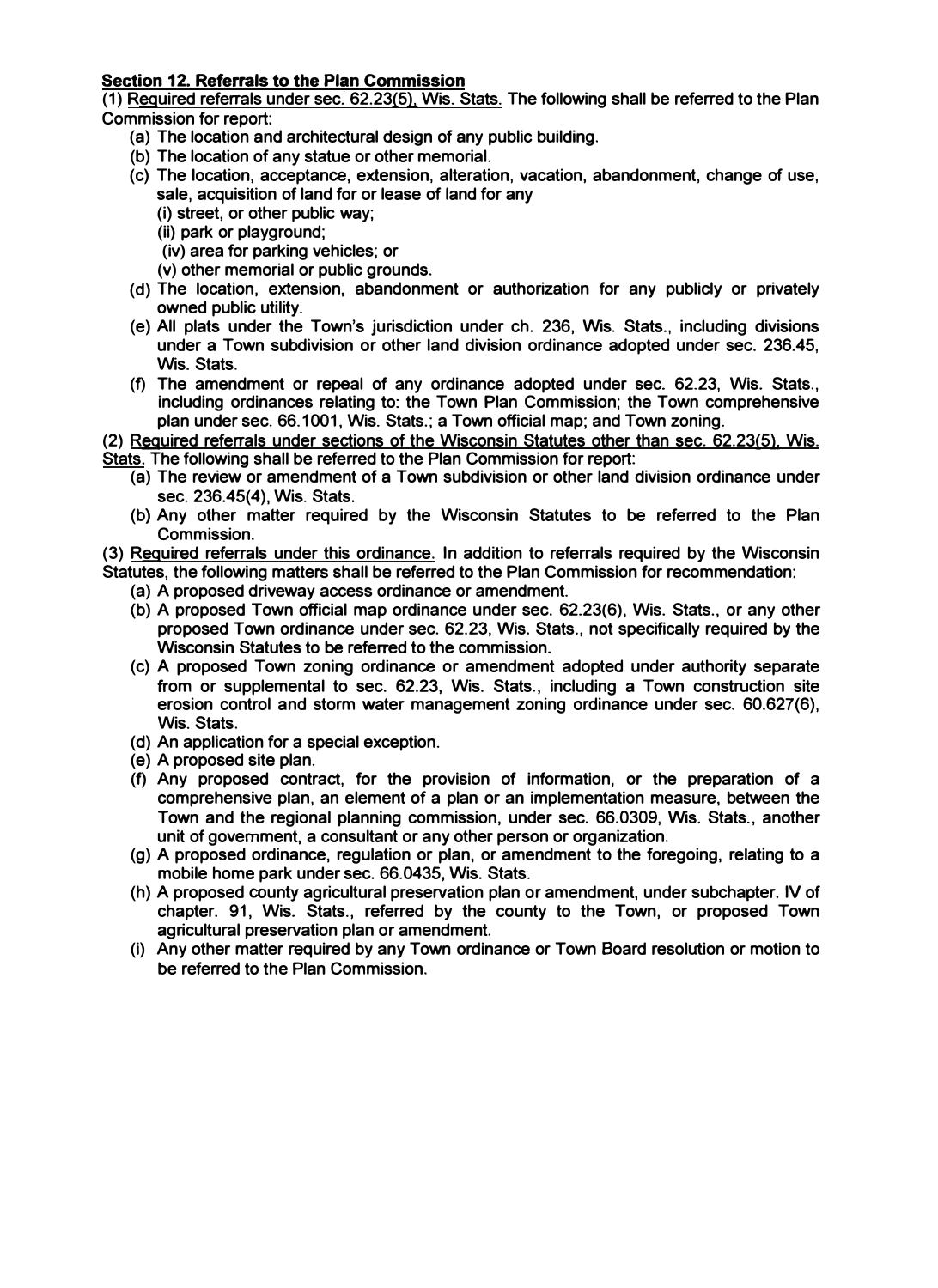**Section 12. Referrals to the Plan Commission**

(1) Required referrals under sec. 62.23(5), Wis. Stats. The following shall be referred to the Plan Commission for report:

- (a) The location and architectural design of any public building.
- (b) The location of any statue or other memorial.
- (c) The location, acceptance, extension, alteration, vacation, abandonment, change of use, sale, acquisition of land for or lease of land for any
  - (i) street, or other public way;
  - (ii) park or playground;
  - (iv) area for parking vehicles; or
  - (v) other memorial or public grounds.
- (d) The location, extension, abandonment or authorization for any publicly or privately owned public utility.
- (e) All plats under the Town's jurisdiction under ch. 236, Wis. Stats., including divisions under a Town subdivision or other land division ordinance adopted under sec. 236.45, Wis. Stats.
- (f) The amendment or repeal of any ordinance adopted under sec. 62.23, Wis. Stats., including ordinances relating to: the Town Plan Commission; the Town comprehensive plan under sec. 66.1001, Wis. Stats.; a Town official map; and Town zoning.

(2) Required referrals under sections of the Wisconsin Statutes other than sec. 62.23(5), Wis. Stats. The following shall be referred to the Plan Commission for report:

- (a) The review or amendment of a Town subdivision or other land division ordinance under sec. 236.45(4), Wis. Stats.
- (b) Any other matter required by the Wisconsin Statutes to be referred to the Plan Commission.

(3) Required referrals under this ordinance. In addition to referrals required by the Wisconsin Statutes, the following matters shall be referred to the Plan Commission for recommendation:

- (a) A proposed driveway access ordinance or amendment.
- (b) A proposed Town official map ordinance under sec. 62.23(6), Wis. Stats., or any other proposed Town ordinance under sec. 62.23, Wis. Stats., not specifically required by the Wisconsin Statutes to be referred to the commission.
- (c) A proposed Town zoning ordinance or amendment adopted under authority separate from or supplemental to sec. 62.23, Wis. Stats., including a Town construction site erosion control and storm water management zoning ordinance under sec. 60.627(6), Wis. Stats.
- (d) An application for a special exception.
- (e) A proposed site plan.
- (f) Any proposed contract, for the provision of information, or the preparation of a comprehensive plan, an element of a plan or an implementation measure, between the Town and the regional planning commission, under sec. 66.0309, Wis. Stats., another unit of government, a consultant or any other person or organization.
- (g) A proposed ordinance, regulation or plan, or amendment to the foregoing, relating to a mobile home park under sec. 66.0435, Wis. Stats.
- (h) A proposed county agricultural preservation plan or amendment, under subchapter. IV of chapter. 91, Wis. Stats., referred by the county to the Town, or proposed Town agricultural preservation plan or amendment.
- (i) Any other matter required by any Town ordinance or Town Board resolution or motion to be referred to the Plan Commission.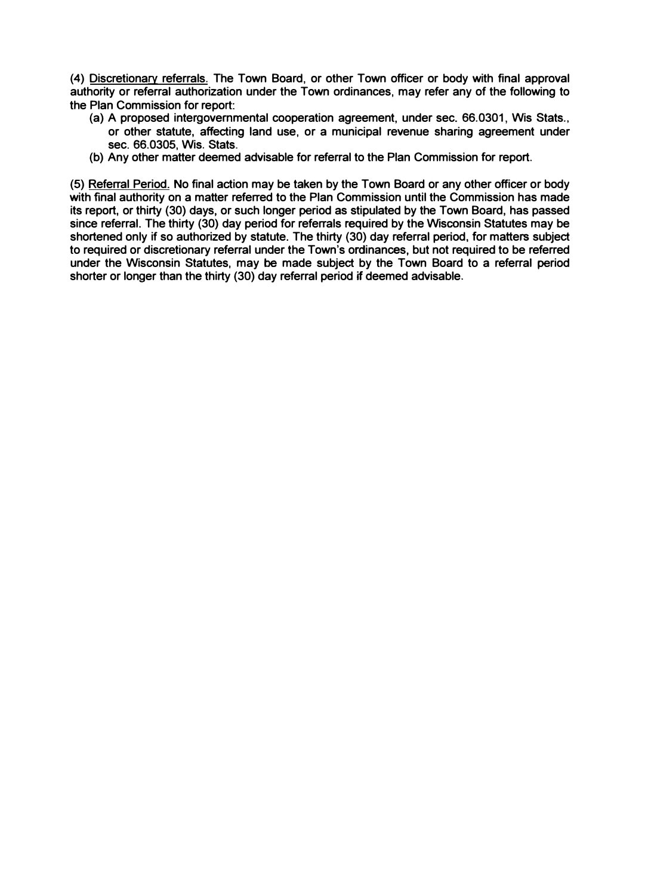(4) <u>Discretionary referrals.</u> The Town Board, or other Town officer or body with final approval authority or referral authorization under the Town ordinances, may refer any of the following to the Plan Commission for report:

(a) A proposed intergovernmental cooperation agreement, under sec. 66.0301, Wis Stats., or other statute, affecting land use, or a municipal revenue sharing agreement under sec. 66.0305, Wis. Stats.

(b) Any other matter deemed advisable for referral to the Plan Commission for report.

(5) <u>Referral Period.</u> No final action may be taken by the Town Board or any other officer or body with final authority on a matter referred to the Plan Commission until the Commission has made its report, or thirty (30) days, or such longer period as stipulated by the Town Board, has passed since referral. The thirty (30) day period for referrals required by the Wisconsin Statutes may be shortened only if so authorized by statute. The thirty (30) day referral period, for matters subject to required or discretionary referral under the Town's ordinances, but not required to be referred under the Wisconsin Statutes, may be made subject by the Town Board to a referral period shorter or longer than the thirty (30) day referral period if deemed advisable.